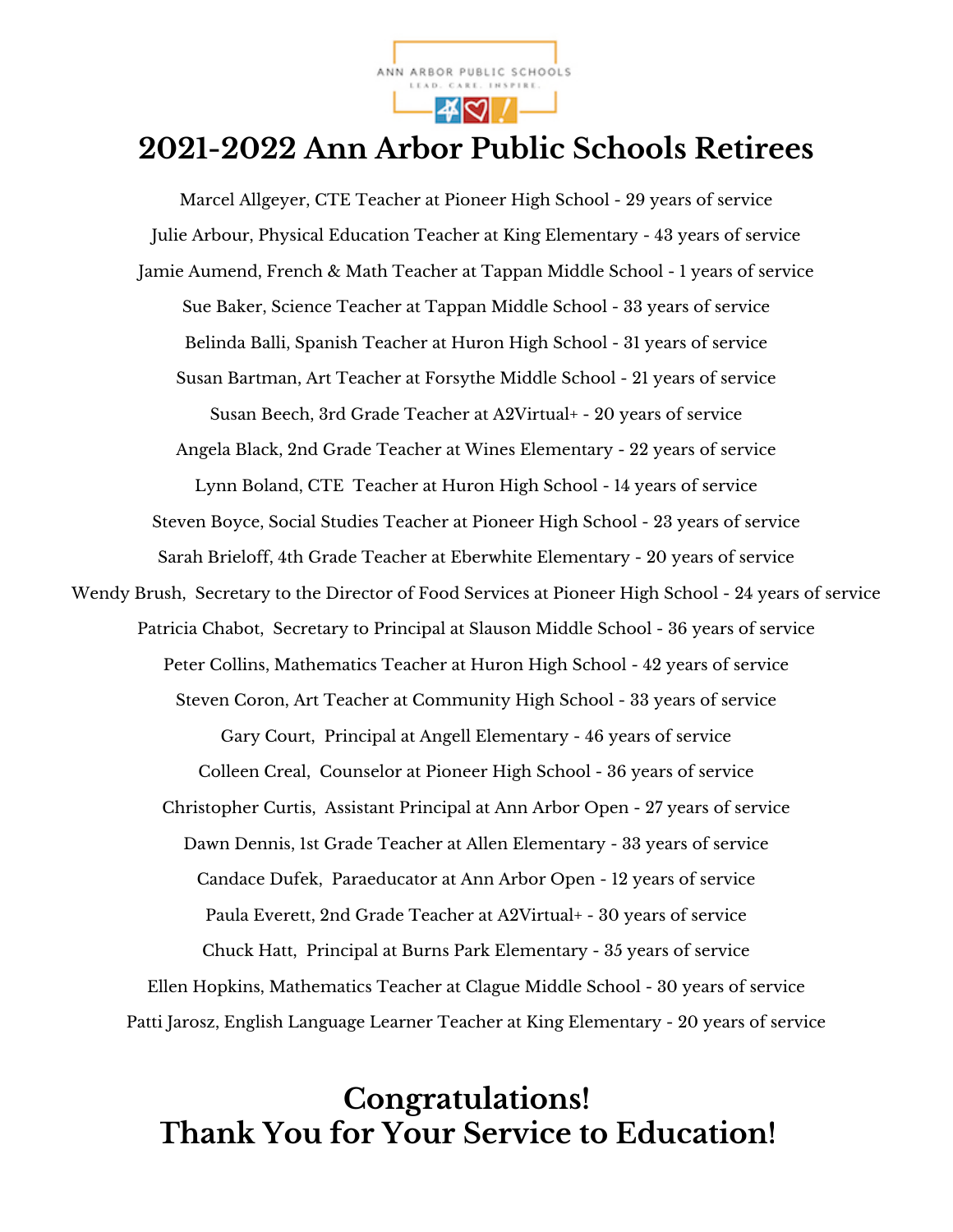ANN ARBOR PUBLIC SCHOOLS
LEAD. CARE. INSPIRE.

# 2021-2022 Ann Arbor Public Schools Retirees

Marcel Allgeyer, CTE Teacher at Pioneer High School - 29 years of service

Julie Arbour, Physical Education Teacher at King Elementary - 43 years of service

Jamie Aumend, French & Math Teacher at Tappan Middle School - 1 years of service

Sue Baker, Science Teacher at Tappan Middle School - 33 years of service

Belinda Balli, Spanish Teacher at Huron High School - 31 years of service

Susan Bartman, Art Teacher at Forsythe Middle School - 21 years of service

Susan Beech, 3rd Grade Teacher at A2Virtual+ - 20 years of service

Angela Black, 2nd Grade Teacher at Wines Elementary - 22 years of service

Lynn Boland, CTE Teacher at Huron High School - 14 years of service

Steven Boyce, Social Studies Teacher at Pioneer High School - 23 years of service

Sarah Brieloff, 4th Grade Teacher at Eberwhite Elementary - 20 years of service

Wendy Brush, Secretary to the Director of Food Services at Pioneer High School - 24 years of service

Patricia Chabot, Secretary to Principal at Slauson Middle School - 36 years of service

Peter Collins, Mathematics Teacher at Huron High School - 42 years of service

Steven Coron, Art Teacher at Community High School - 33 years of service

Gary Court, Principal at Angell Elementary - 46 years of service

Colleen Creal, Counselor at Pioneer High School - 36 years of service

Christopher Curtis, Assistant Principal at Ann Arbor Open - 27 years of service

Dawn Dennis, 1st Grade Teacher at Allen Elementary - 33 years of service

Candace Dufek, Paraeducator at Ann Arbor Open - 12 years of service

Paula Everett, 2nd Grade Teacher at A2Virtual+ - 30 years of service

Chuck Hatt, Principal at Burns Park Elementary - 35 years of service

Ellen Hopkins, Mathematics Teacher at Clague Middle School - 30 years of service

Patti Jarosz, English Language Learner Teacher at King Elementary - 20 years of service

## Congratulations!
## Thank You for Your Service to Education!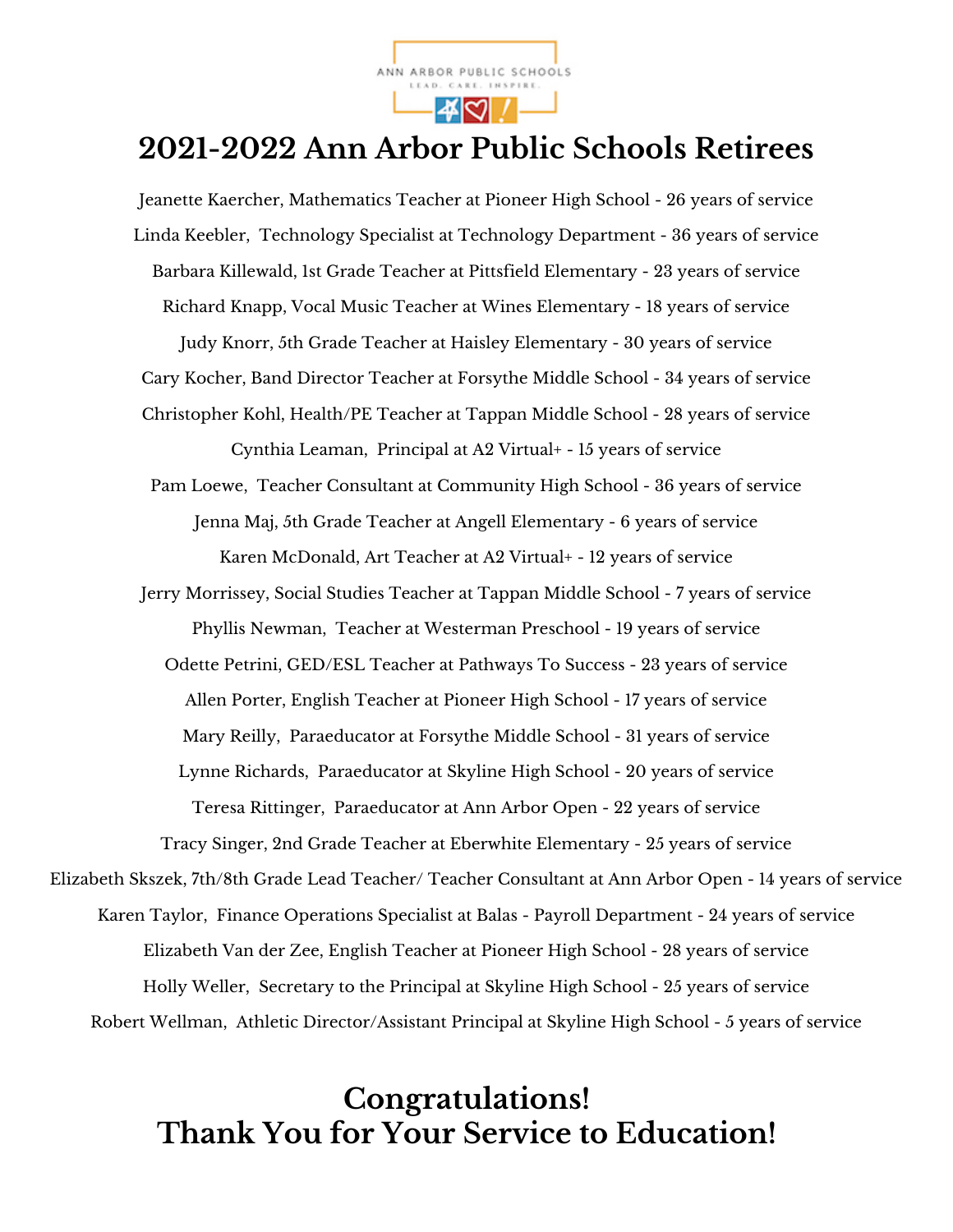ANN ARBOR PUBLIC SCHOOLS

LEAD. CARE. INSPIRE.

# 2021-2022 Ann Arbor Public Schools Retirees

Jeanette Kaercher, Mathematics Teacher at Pioneer High School - 26 years of service

Linda Keebler, Technology Specialist at Technology Department - 36 years of service

Barbara Killewald, 1st Grade Teacher at Pittsfield Elementary - 23 years of service

Richard Knapp, Vocal Music Teacher at Wines Elementary - 18 years of service

Judy Knorr, 5th Grade Teacher at Haisley Elementary - 30 years of service

Cary Kocher, Band Director Teacher at Forsythe Middle School - 34 years of service

Christopher Kohl, Health/PE Teacher at Tappan Middle School - 28 years of service

Cynthia Leaman, Principal at A2 Virtual+ - 15 years of service

Pam Loewe, Teacher Consultant at Community High School - 36 years of service

Jenna Maj, 5th Grade Teacher at Angell Elementary - 6 years of service

Karen McDonald, Art Teacher at A2 Virtual+ - 12 years of service

Jerry Morrissey, Social Studies Teacher at Tappan Middle School - 7 years of service

Phyllis Newman, Teacher at Westerman Preschool - 19 years of service

Odette Petrini, GED/ESL Teacher at Pathways To Success - 23 years of service

Allen Porter, English Teacher at Pioneer High School - 17 years of service

Mary Reilly, Paraeducator at Forsythe Middle School - 31 years of service

Lynne Richards, Paraeducator at Skyline High School - 20 years of service

Teresa Rittinger, Paraeducator at Ann Arbor Open - 22 years of service

Tracy Singer, 2nd Grade Teacher at Eberwhite Elementary - 25 years of service

Elizabeth Skszek, 7th/8th Grade Lead Teacher/ Teacher Consultant at Ann Arbor Open - 14 years of service

Karen Taylor, Finance Operations Specialist at Balas - Payroll Department - 24 years of service

Elizabeth Van der Zee, English Teacher at Pioneer High School - 28 years of service

Holly Weller, Secretary to the Principal at Skyline High School - 25 years of service

Robert Wellman, Athletic Director/Assistant Principal at Skyline High School - 5 years of service

## Congratulations!
## Thank You for Your Service to Education!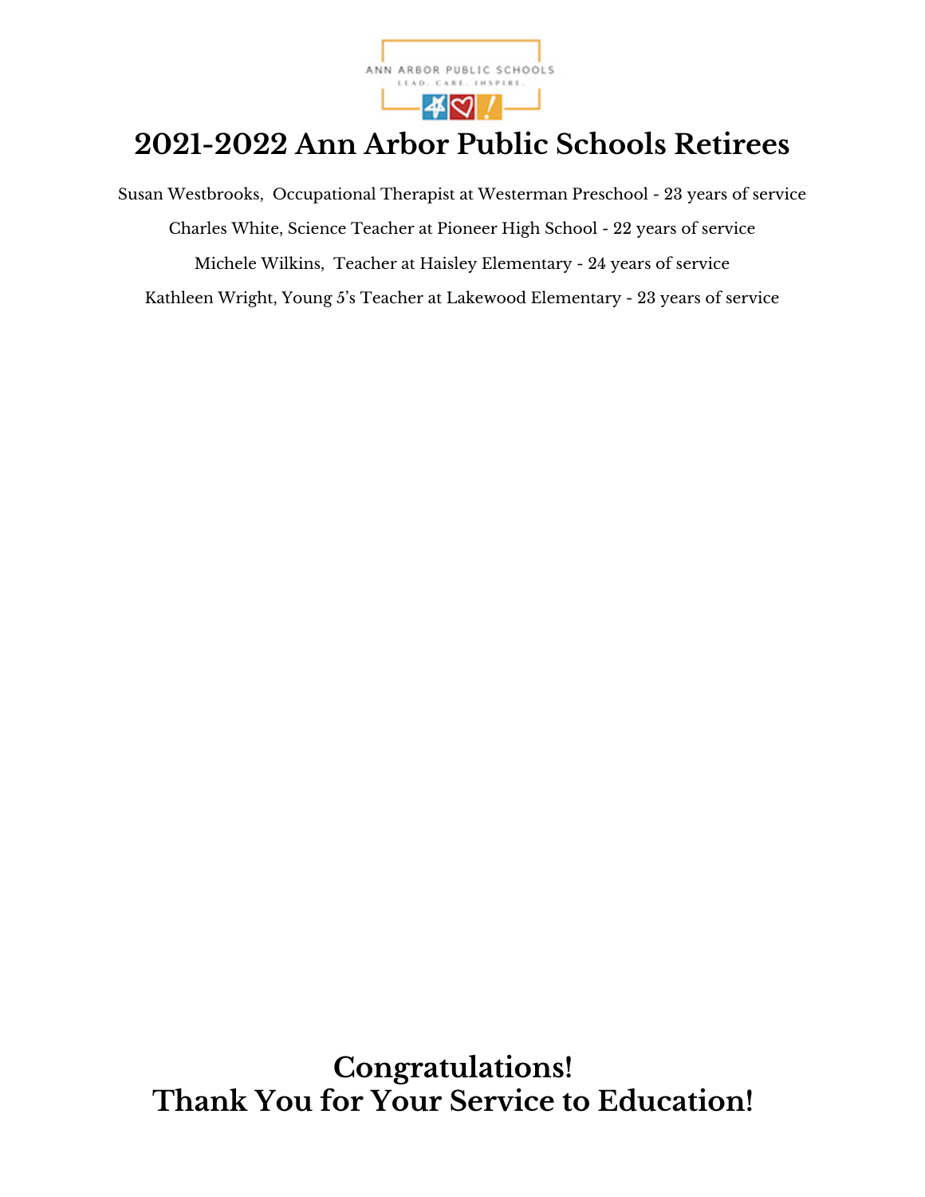# 2021-2022 Ann Arbor Public Schools Retirees

Susan Westbrooks, Occupational Therapist at Westerman Preschool - 23 years of service

Charles White, Science Teacher at Pioneer High School - 22 years of service

Michele Wilkins, Teacher at Haisley Elementary - 24 years of service

Kathleen Wright, Young 5's Teacher at Lakewood Elementary - 23 years of service

**Congratulations!**
**Thank You for Your Service to Education!**